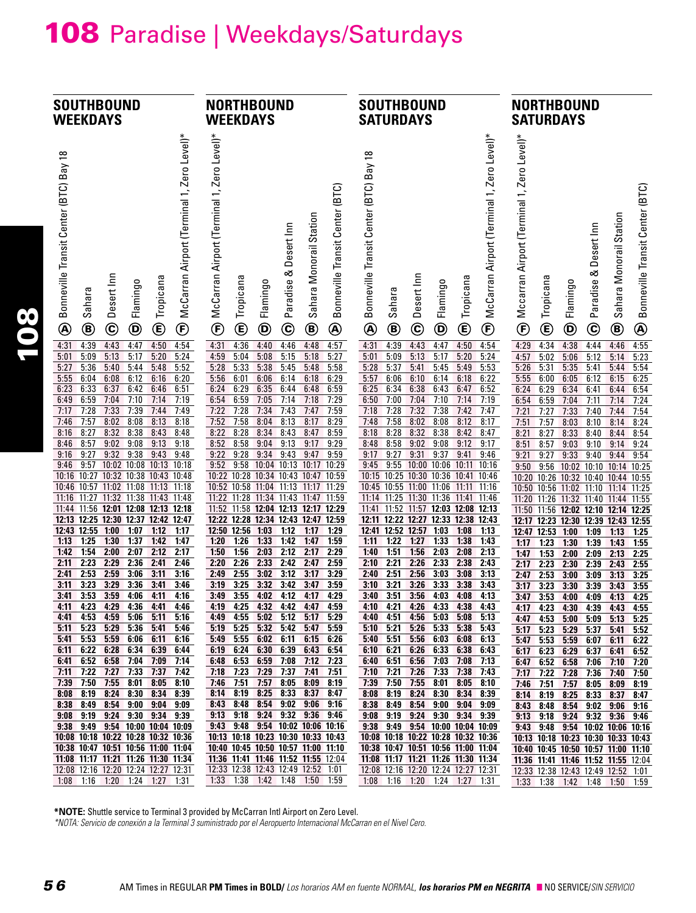# 108 Paradise | Weekdays/Saturdays

## SOUTHBOUND WEEKDAYS

| Ⓐ Bonneville Transit Center (BTC) Bay 18 | Ⓑ Sahara | Ⓒ Desert Inn | Ⓓ Flamingo | Ⓔ Tropicana | Ⓕ McCarran Airport (Terminal 1, Zero Level)* |
|---|---|---|---|---|---|
| 4:31 | 4:39 | 4:43 | 4:47 | 4:50 | 4:54 |
| 5:01 | 5:09 | 5:13 | 5:17 | 5:20 | 5:24 |
| 5:27 | 5:36 | 5:40 | 5:44 | 5:48 | 5:52 |
| 5:55 | 6:04 | 6:08 | 6:12 | 6:16 | 6:20 |
| 6:23 | 6:33 | 6:37 | 6:42 | 6:46 | 6:51 |
| 6:49 | 6:59 | 7:04 | 7:10 | 7:14 | 7:19 |
| 7:17 | 7:28 | 7:33 | 7:39 | 7:44 | 7:49 |
| 7:46 | 7:57 | 8:02 | 8:08 | 8:13 | 8:18 |
| 8:16 | 8:27 | 8:32 | 8:38 | 8:43 | 8:48 |
| 8:46 | 8:57 | 9:02 | 9:08 | 9:13 | 9:18 |
| 9:16 | 9:27 | 9:32 | 9:38 | 9:43 | 9:48 |
| 9:46 | 9:57 | 10:02 | 10:08 | 10:13 | 10:18 |
| 10:16 | 10:27 | 10:32 | 10:38 | 10:43 | 10:48 |
| 10:46 | 10:57 | 11:02 | 11:08 | 11:13 | 11:18 |
| 11:16 | 11:27 | 11:32 | 11:38 | 11:43 | 11:48 |
| 11:44 | 11:56 | **12:01** | **12:08** | **12:13** | **12:18** |
| **12:13** | **12:25** | **12:30** | **12:37** | **12:42** | **12:47** |
| **12:43** | **12:55** | **1:00** | **1:07** | **1:12** | **1:17** |
| **1:13** | **1:25** | **1:30** | **1:37** | **1:42** | **1:47** |
| **1:42** | **1:54** | **2:00** | **2:07** | **2:12** | **2:17** |
| **2:11** | **2:23** | **2:29** | **2:36** | **2:41** | **2:46** |
| **2:41** | **2:53** | **2:59** | **3:06** | **3:11** | **3:16** |
| **3:11** | **3:23** | **3:29** | **3:36** | **3:41** | **3:46** |
| **3:41** | **3:53** | **3:59** | **4:06** | **4:11** | **4:16** |
| **4:11** | **4:23** | **4:29** | **4:36** | **4:41** | **4:46** |
| **4:41** | **4:53** | **4:59** | **5:06** | **5:11** | **5:16** |
| **5:11** | **5:23** | **5:29** | **5:36** | **5:41** | **5:46** |
| **5:41** | **5:53** | **5:59** | **6:06** | **6:11** | **6:16** |
| **6:11** | **6:22** | **6:28** | **6:34** | **6:39** | **6:44** |
| **6:41** | **6:52** | **6:58** | **7:04** | **7:09** | **7:14** |
| **7:11** | **7:22** | **7:27** | **7:33** | **7:37** | **7:42** |
| **7:39** | **7:50** | **7:55** | **8:01** | **8:05** | **8:10** |
| **8:08** | **8:19** | **8:24** | **8:30** | **8:34** | **8:39** |
| **8:38** | **8:49** | **8:54** | **9:00** | **9:04** | **9:09** |
| **9:08** | **9:19** | **9:24** | **9:30** | **9:34** | **9:39** |
| **9:38** | **9:49** | **9:54** | **10:00** | **10:04** | **10:09** |
| **10:08** | **10:18** | **10:22** | **10:28** | **10:32** | **10:36** |
| **10:38** | **10:47** | **10:51** | **10:56** | **11:00** | **11:04** |
| **11:08** | **11:17** | **11:21** | **11:26** | **11:30** | **11:34** |
| 12:08 | 12:16 | 12:20 | 12:24 | 12:27 | 12:31 |
| 1:08 | 1:16 | 1:20 | 1:24 | 1:27 | 1:31 |

## NORTHBOUND WEEKDAYS

| Ⓕ McCarran Airport (Terminal 1, Zero Level)* | Ⓔ Tropicana | Ⓓ Flamingo | Ⓒ Paradise & Desert Inn | Ⓑ Sahara Monorail Station | Ⓐ Bonneville Transit Center (BTC) |
|---|---|---|---|---|---|
| 4:31 | 4:36 | 4:40 | 4:46 | 4:48 | 4:57 |
| 4:59 | 5:04 | 5:08 | 5:15 | 5:18 | 5:27 |
| 5:28 | 5:33 | 5:38 | 5:45 | 5:48 | 5:58 |
| 5:56 | 6:01 | 6:06 | 6:14 | 6:18 | 6:29 |
| 6:24 | 6:29 | 6:35 | 6:44 | 6:48 | 6:59 |
| 6:54 | 6:59 | 7:05 | 7:14 | 7:18 | 7:29 |
| 7:22 | 7:28 | 7:34 | 7:43 | 7:47 | 7:59 |
| 7:52 | 7:58 | 8:04 | 8:13 | 8:17 | 8:29 |
| 8:22 | 8:28 | 8:34 | 8:43 | 8:47 | 8:59 |
| 8:52 | 8:58 | 9:04 | 9:13 | 9:17 | 9:29 |
| 9:22 | 9:28 | 9:34 | 9:43 | 9:47 | 9:59 |
| 9:52 | 9:58 | 10:04 | 10:13 | 10:17 | 10:29 |
| 10:22 | 10:28 | 10:34 | 10:43 | 10:47 | 10:59 |
| 10:52 | 10:58 | 11:04 | 11:13 | 11:17 | 11:29 |
| 11:22 | 11:28 | 11:34 | 11:43 | 11:47 | 11:59 |
| 11:52 | 11:58 | **12:04** | **12:13** | **12:17** | **12:29** |
| **12:22** | **12:28** | **12:34** | **12:43** | **12:47** | **12:59** |
| **12:50** | **12:56** | **1:03** | **1:12** | **1:17** | **1:29** |
| **1:20** | **1:26** | **1:33** | **1:42** | **1:47** | **1:59** |
| **1:50** | **1:56** | **2:03** | **2:12** | **2:17** | **2:29** |
| **2:20** | **2:26** | **2:33** | **2:42** | **2:47** | **2:59** |
| **2:49** | **2:55** | **3:02** | **3:12** | **3:17** | **3:29** |
| **3:19** | **3:25** | **3:32** | **3:42** | **3:47** | **3:59** |
| **3:49** | **3:55** | **4:02** | **4:12** | **4:17** | **4:29** |
| **4:19** | **4:25** | **4:32** | **4:42** | **4:47** | **4:59** |
| **4:49** | **4:55** | **5:02** | **5:12** | **5:17** | **5:29** |
| **5:19** | **5:25** | **5:32** | **5:42** | **5:47** | **5:59** |
| **5:49** | **5:55** | **6:02** | **6:11** | **6:15** | **6:26** |
| **6:19** | **6:24** | **6:30** | **6:39** | **6:43** | **6:54** |
| **6:48** | **6:53** | **6:59** | **7:08** | **7:12** | **7:23** |
| **7:18** | **7:23** | **7:29** | **7:37** | **7:41** | **7:51** |
| **7:46** | **7:51** | **7:57** | **8:05** | **8:09** | **8:19** |
| **8:14** | **8:19** | **8:25** | **8:33** | **8:37** | **8:47** |
| **8:43** | **8:48** | **8:54** | **9:02** | **9:06** | **9:16** |
| **9:13** | **9:18** | **9:24** | **9:32** | **9:36** | **9:46** |
| **9:43** | **9:48** | **9:54** | **10:02** | **10:06** | **10:16** |
| **10:13** | **10:18** | **10:23** | **10:30** | **10:33** | **10:43** |
| **10:40** | **10:45** | **10:50** | **10:57** | **11:00** | **11:10** |
| **11:36** | **11:41** | **11:46** | **11:52** | **11:55** | 12:04 |
| 12:33 | 12:38 | 12:43 | 12:49 | 12:52 | 1:01 |
| 1:33 | 1:38 | 1:42 | 1:48 | 1:50 | 1:59 |

## SOUTHBOUND SATURDAYS

| Ⓐ Bonneville Transit Center (BTC) Bay 18 | Ⓑ Sahara | Ⓒ Desert Inn | Ⓓ Flamingo | Ⓔ Tropicana | Ⓕ McCarran Airport (Terminal 1, Zero Level)* |
|---|---|---|---|---|---|
| 4:31 | 4:39 | 4:43 | 4:47 | 4:50 | 4:54 |
| 5:01 | 5:09 | 5:13 | 5:17 | 5:20 | 5:24 |
| 5:28 | 5:37 | 5:41 | 5:45 | 5:49 | 5:53 |
| 5:57 | 6:06 | 6:10 | 6:14 | 6:18 | 6:22 |
| 6:25 | 6:34 | 6:38 | 6:43 | 6:47 | 6:52 |
| 6:50 | 7:00 | 7:04 | 7:10 | 7:14 | 7:19 |
| 7:18 | 7:28 | 7:32 | 7:38 | 7:42 | 7:47 |
| 7:48 | 7:58 | 8:02 | 8:08 | 8:12 | 8:17 |
| 8:18 | 8:28 | 8:32 | 8:38 | 8:42 | 8:47 |
| 8:48 | 8:58 | 9:02 | 9:08 | 9:12 | 9:17 |
| 9:17 | 9:27 | 9:31 | 9:37 | 9:41 | 9:46 |
| 9:45 | 9:55 | 10:00 | 10:06 | 10:11 | 10:16 |
| 10:15 | 10:25 | 10:30 | 10:36 | 10:41 | 10:46 |
| 10:45 | 10:55 | 11:00 | 11:06 | 11:11 | 11:16 |
| 11:14 | 11:25 | 11:30 | 11:36 | 11:41 | 11:46 |
| 11:41 | 11:52 | 11:57 | **12:03** | **12:08** | **12:13** |
| **12:11** | **12:22** | **12:27** | **12:33** | **12:38** | **12:43** |
| **12:41** | **12:52** | **12:57** | **1:03** | **1:08** | **1:13** |
| **1:11** | **1:22** | **1:27** | **1:33** | **1:38** | **1:43** |
| **1:40** | **1:51** | **1:56** | **2:03** | **2:08** | **2:13** |
| **2:10** | **2:21** | **2:26** | **2:33** | **2:38** | **2:43** |
| **2:40** | **2:51** | **2:56** | **3:03** | **3:08** | **3:13** |
| **3:10** | **3:21** | **3:26** | **3:33** | **3:38** | **3:43** |
| **3:40** | **3:51** | **3:56** | **4:03** | **4:08** | **4:13** |
| **4:10** | **4:21** | **4:26** | **4:33** | **4:38** | **4:43** |
| **4:40** | **4:51** | **4:56** | **5:03** | **5:08** | **5:13** |
| **5:10** | **5:21** | **5:26** | **5:33** | **5:38** | **5:43** |
| **5:40** | **5:51** | **5:56** | **6:03** | **6:08** | **6:13** |
| **6:10** | **6:21** | **6:26** | **6:33** | **6:38** | **6:43** |
| **6:40** | **6:51** | **6:56** | **7:03** | **7:08** | **7:13** |
| **7:10** | **7:21** | **7:26** | **7:33** | **7:38** | **7:43** |
| **7:39** | **7:50** | **7:55** | **8:01** | **8:05** | **8:10** |
| **8:08** | **8:19** | **8:24** | **8:30** | **8:34** | **8:39** |
| **8:38** | **8:49** | **8:54** | **9:00** | **9:04** | **9:09** |
| **9:08** | **9:19** | **9:24** | **9:30** | **9:34** | **9:39** |
| **9:38** | **9:49** | **9:54** | **10:00** | **10:04** | **10:09** |
| **10:08** | **10:18** | **10:22** | **10:28** | **10:32** | **10:36** |
| **10:38** | **10:47** | **10:51** | **10:56** | **11:00** | **11:04** |
| **11:08** | **11:17** | **11:21** | **11:26** | **11:30** | **11:34** |
| 12:08 | 12:16 | 12:20 | 12:24 | 12:27 | 12:31 |
| 1:08 | 1:16 | 1:20 | 1:24 | 1:27 | 1:31 |

## NORTHBOUND SATURDAYS

| Ⓕ Mccarran Airport (Terminal 1, Zero Level)* | Ⓔ Tropicana | Ⓓ Flamingo | Ⓒ Paradise & Desert Inn | Ⓑ Sahara Monorail Station | Ⓐ Bonneville Transit Center (BTC) |
|---|---|---|---|---|---|
| 4:29 | 4:34 | 4:38 | 4:44 | 4:46 | 4:55 |
| 4:57 | 5:02 | 5:06 | 5:12 | 5:14 | 5:23 |
| 5:26 | 5:31 | 5:35 | 5:41 | 5:44 | 5:54 |
| 5:55 | 6:00 | 6:05 | 6:12 | 6:15 | 6:25 |
| 6:24 | 6:29 | 6:34 | 6:41 | 6:44 | 6:54 |
| 6:54 | 6:59 | 7:04 | 7:11 | 7:14 | 7:24 |
| 7:21 | 7:27 | 7:33 | 7:40 | 7:44 | 7:54 |
| 7:51 | 7:57 | 8:03 | 8:10 | 8:14 | 8:24 |
| 8:21 | 8:27 | 8:33 | 8:40 | 8:44 | 8:54 |
| 8:51 | 8:57 | 9:03 | 9:10 | 9:14 | 9:24 |
| 9:21 | 9:27 | 9:33 | 9:40 | 9:44 | 9:54 |
| 9:50 | 9:56 | 10:02 | 10:10 | 10:14 | 10:25 |
| 10:20 | 10:26 | 10:32 | 10:40 | 10:44 | 10:55 |
| 10:50 | 10:56 | 11:02 | 11:10 | 11:14 | 11:25 |
| 11:20 | 11:26 | 11:32 | 11:40 | 11:44 | 11:55 |
| 11:50 | 11:56 | **12:02** | **12:10** | **12:14** | **12:25** |
| **12:17** | **12:23** | **12:30** | **12:39** | **12:43** | **12:55** |
| **12:47** | **12:53** | **1:00** | **1:09** | **1:13** | **1:25** |
| **1:17** | **1:23** | **1:30** | **1:39** | **1:43** | **1:55** |
| **1:47** | **1:53** | **2:00** | **2:09** | **2:13** | **2:25** |
| **2:17** | **2:23** | **2:30** | **2:39** | **2:43** | **2:55** |
| **2:47** | **2:53** | **3:00** | **3:09** | **3:13** | **3:25** |
| **3:17** | **3:23** | **3:30** | **3:39** | **3:43** | **3:55** |
| **3:47** | **3:53** | **4:00** | **4:09** | **4:13** | **4:25** |
| **4:17** | **4:23** | **4:30** | **4:39** | **4:43** | **4:55** |
| **4:47** | **4:53** | **5:00** | **5:09** | **5:13** | **5:25** |
| **5:17** | **5:23** | **5:29** | **5:37** | **5:41** | **5:52** |
| **5:47** | **5:53** | **5:59** | **6:07** | **6:11** | **6:22** |
| **6:17** | **6:23** | **6:29** | **6:37** | **6:41** | **6:52** |
| **6:47** | **6:52** | **6:58** | **7:06** | **7:10** | **7:20** |
| **7:17** | **7:22** | **7:28** | **7:36** | **7:40** | **7:50** |
| **7:46** | **7:51** | **7:57** | **8:05** | **8:09** | **8:19** |
| **8:14** | **8:19** | **8:25** | **8:33** | **8:37** | **8:47** |
| **8:43** | **8:48** | **8:54** | **9:02** | **9:06** | **9:16** |
| **9:13** | **9:18** | **9:24** | **9:32** | **9:36** | **9:46** |
| **9:43** | **9:48** | **9:54** | **10:02** | **10:06** | **10:16** |
| **10:13** | **10:18** | **10:23** | **10:30** | **10:33** | **10:43** |
| **10:40** | **10:45** | **10:50** | **10:57** | **11:00** | **11:10** |
| **11:36** | **11:41** | **11:46** | **11:52** | **11:55** | 12:04 |
| 12:33 | 12:38 | 12:43 | 12:49 | 12:52 | 1:01 |
| 1:33 | 1:38 | 1:42 | 1:48 | 1:50 | 1:59 |

***NOTE:** Shuttle service to Terminal 3 provided by McCarran Intl Airport on Zero Level.

*\*NOTA: Servicio de conexión a la Terminal 3 suministrado por el Aeropuerto Internacional McCarran en el Nivel Cero.*

AM Times in REGULAR **PM Times in BOLD/** *Los horarios AM en fuente NORMAL,* ***los horarios PM en NEGRITA*** ■ NO SERVICE/*SIN SERVICIO*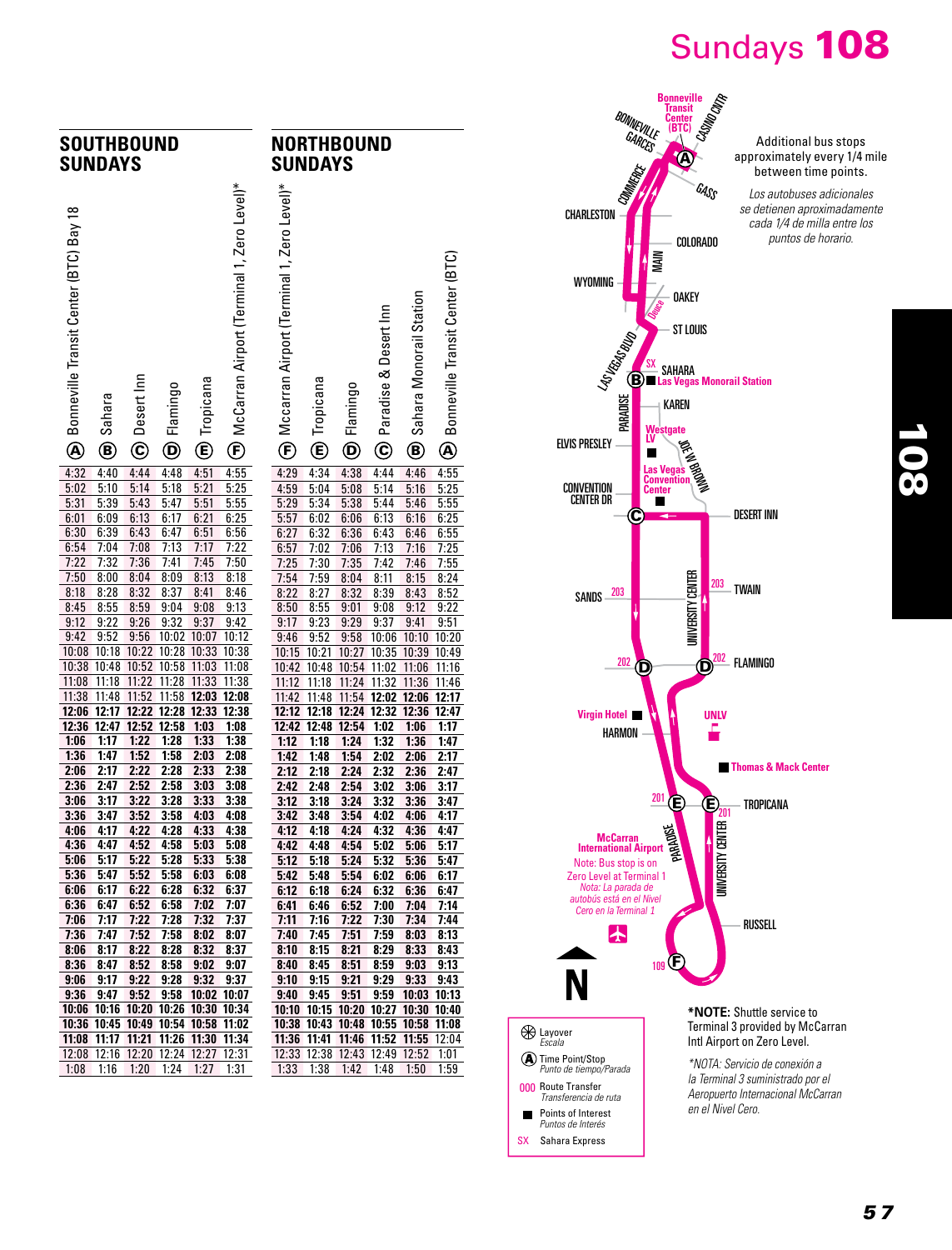# Sundays 108

## SOUTHBOUND SUNDAYS

| Ⓐ Bonneville Transit Center (BTC) Bay 18 | Ⓑ Sahara | Ⓒ Desert Inn | Ⓓ Flamingo | Ⓔ Tropicana | Ⓕ McCarran Airport (Terminal 1, Zero Level)* |
|---|---|---|---|---|---|
| 4:32 | 4:40 | 4:44 | 4:48 | 4:51 | 4:55 |
| 5:02 | 5:10 | 5:14 | 5:18 | 5:21 | 5:25 |
| 5:31 | 5:39 | 5:43 | 5:47 | 5:51 | 5:55 |
| 6:01 | 6:09 | 6:13 | 6:17 | 6:21 | 6:25 |
| 6:30 | 6:39 | 6:43 | 6:47 | 6:51 | 6:56 |
| 6:54 | 7:04 | 7:08 | 7:13 | 7:17 | 7:22 |
| 7:22 | 7:32 | 7:36 | 7:41 | 7:45 | 7:50 |
| 7:50 | 8:00 | 8:04 | 8:09 | 8:13 | 8:18 |
| 8:18 | 8:28 | 8:32 | 8:37 | 8:41 | 8:46 |
| 8:45 | 8:55 | 8:59 | 9:04 | 9:08 | 9:13 |
| 9:12 | 9:22 | 9:26 | 9:32 | 9:37 | 9:42 |
| 9:42 | 9:52 | 9:56 | 10:02 | 10:07 | 10:12 |
| 10:08 | 10:18 | 10:22 | 10:28 | 10:33 | 10:38 |
| 10:38 | 10:48 | 10:52 | 10:58 | 11:03 | 11:08 |
| 11:08 | 11:18 | 11:22 | 11:28 | 11:33 | 11:38 |
| 11:38 | 11:48 | 11:52 | 11:58 | **12:03** | **12:08** |
| **12:06** | **12:17** | **12:22** | **12:28** | **12:33** | **12:38** |
| **12:36** | **12:47** | **12:52** | **12:58** | **1:03** | **1:08** |
| **1:06** | **1:17** | **1:22** | **1:28** | **1:33** | **1:38** |
| **1:36** | **1:47** | **1:52** | **1:58** | **2:03** | **2:08** |
| **2:06** | **2:17** | **2:22** | **2:28** | **2:33** | **2:38** |
| **2:36** | **2:47** | **2:52** | **2:58** | **3:03** | **3:08** |
| **3:06** | **3:17** | **3:22** | **3:28** | **3:33** | **3:38** |
| **3:36** | **3:47** | **3:52** | **3:58** | **4:03** | **4:08** |
| **4:06** | **4:17** | **4:22** | **4:28** | **4:33** | **4:38** |
| **4:36** | **4:47** | **4:52** | **4:58** | **5:03** | **5:08** |
| **5:06** | **5:17** | **5:22** | **5:28** | **5:33** | **5:38** |
| **5:36** | **5:47** | **5:52** | **5:58** | **6:03** | **6:08** |
| **6:06** | **6:17** | **6:22** | **6:28** | **6:32** | **6:37** |
| **6:36** | **6:47** | **6:52** | **6:58** | **7:02** | **7:07** |
| **7:06** | **7:17** | **7:22** | **7:28** | **7:32** | **7:37** |
| **7:36** | **7:47** | **7:52** | **7:58** | **8:02** | **8:07** |
| **8:06** | **8:17** | **8:22** | **8:28** | **8:32** | **8:37** |
| **8:36** | **8:47** | **8:52** | **8:58** | **9:02** | **9:07** |
| **9:06** | **9:17** | **9:22** | **9:28** | **9:32** | **9:37** |
| **9:36** | **9:47** | **9:52** | **9:58** | **10:02** | **10:07** |
| **10:06** | **10:16** | **10:20** | **10:26** | **10:30** | **10:34** |
| **10:36** | **10:45** | **10:49** | **10:54** | **10:58** | **11:02** |
| **11:08** | **11:17** | **11:21** | **11:26** | **11:30** | **11:34** |
| 12:08 | 12:16 | 12:20 | 12:24 | 12:27 | 12:31 |
| 1:08 | 1:16 | 1:20 | 1:24 | 1:27 | 1:31 |

## NORTHBOUND SUNDAYS

| Ⓕ Mccarran Airport (Terminal 1, Zero Level)* | Ⓔ Tropicana | Ⓓ Flamingo | Ⓒ Paradise & Desert Inn | Ⓑ Sahara Monorail Station | Ⓐ Bonneville Transit Center (BTC) |
|---|---|---|---|---|---|
| 4:29 | 4:34 | 4:38 | 4:44 | 4:46 | 4:55 |
| 4:59 | 5:04 | 5:08 | 5:14 | 5:16 | 5:25 |
| 5:29 | 5:34 | 5:38 | 5:44 | 5:46 | 5:55 |
| 5:57 | 6:02 | 6:06 | 6:13 | 6:16 | 6:25 |
| 6:27 | 6:32 | 6:36 | 6:43 | 6:46 | 6:55 |
| 6:57 | 7:02 | 7:06 | 7:13 | 7:16 | 7:25 |
| 7:25 | 7:30 | 7:35 | 7:42 | 7:46 | 7:55 |
| 7:54 | 7:59 | 8:04 | 8:11 | 8:15 | 8:24 |
| 8:22 | 8:27 | 8:32 | 8:39 | 8:43 | 8:52 |
| 8:50 | 8:55 | 9:01 | 9:08 | 9:12 | 9:22 |
| 9:17 | 9:23 | 9:29 | 9:37 | 9:41 | 9:51 |
| 9:46 | 9:52 | 9:58 | 10:06 | 10:10 | 10:20 |
| 10:15 | 10:21 | 10:27 | 10:35 | 10:39 | 10:49 |
| 10:42 | 10:48 | 10:54 | 11:02 | 11:06 | 11:16 |
| 11:12 | 11:18 | 11:24 | 11:32 | 11:36 | 11:46 |
| 11:42 | 11:48 | 11:54 | **12:02** | **12:06** | **12:17** |
| **12:12** | **12:18** | **12:24** | **12:32** | **12:36** | **12:47** |
| **12:42** | **12:48** | **12:54** | **1:02** | **1:06** | **1:17** |
| **1:12** | **1:18** | **1:24** | **1:32** | **1:36** | **1:47** |
| **1:42** | **1:48** | **1:54** | **2:02** | **2:06** | **2:17** |
| **2:12** | **2:18** | **2:24** | **2:32** | **2:36** | **2:47** |
| **2:42** | **2:48** | **2:54** | **3:02** | **3:06** | **3:17** |
| **3:12** | **3:18** | **3:24** | **3:32** | **3:36** | **3:47** |
| **3:42** | **3:48** | **3:54** | **4:02** | **4:06** | **4:17** |
| **4:12** | **4:18** | **4:24** | **4:32** | **4:36** | **4:47** |
| **4:42** | **4:48** | **4:54** | **5:02** | **5:06** | **5:17** |
| **5:12** | **5:18** | **5:24** | **5:32** | **5:36** | **5:47** |
| **5:42** | **5:48** | **5:54** | **6:02** | **6:06** | **6:17** |
| **6:12** | **6:18** | **6:24** | **6:32** | **6:36** | **6:47** |
| **6:41** | **6:46** | **6:52** | **7:00** | **7:04** | **7:14** |
| **7:11** | **7:16** | **7:22** | **7:30** | **7:34** | **7:44** |
| **7:40** | **7:45** | **7:51** | **7:59** | **8:03** | **8:13** |
| **8:10** | **8:15** | **8:21** | **8:29** | **8:33** | **8:43** |
| **8:40** | **8:45** | **8:51** | **8:59** | **9:03** | **9:13** |
| **9:10** | **9:15** | **9:21** | **9:29** | **9:33** | **9:43** |
| **9:40** | **9:45** | **9:51** | **9:59** | **10:03** | **10:13** |
| **10:10** | **10:15** | **10:20** | **10:27** | **10:30** | **10:40** |
| **10:38** | **10:43** | **10:48** | **10:55** | **10:58** | **11:08** |
| **11:36** | **11:41** | **11:46** | **11:52** | **11:55** | 12:04 |
| 12:33 | 12:38 | 12:43 | 12:49 | 12:52 | 1:01 |
| 1:33 | 1:38 | 1:42 | 1:48 | 1:50 | 1:59 |

Additional bus stops approximately every 1/4 mile between time points.

*Los autobuses adicionales se detienen aproximadamente cada 1/4 de milla entre los puntos de horario.*

Bonneville Transit Center (BTC), Bonneville, Garces, Casino Cntr, Commerce, Gass, Charleston, Colorado, Main, Wyoming, Oakey, Deuce, St Louis, Las Vegas Blvd, SX, Sahara, Las Vegas Monorail Station, Paradise, Karen, Westgate LV, Elvis Presley, Joe W Brown, Las Vegas Convention Center, Convention Center Dr, Desert Inn, University Center, 203, Sands, Twain, 202, Flamingo, Virgin Hotel, UNLV, Harmon, Thomas & Mack Center, 201, Tropicana, McCarran International Airport, Russell, 109

McCarran International Airport — Note: Bus stop is on Zero Level at Terminal 1

*Nota: La parada de autobús está en el Nivel Cero en la Terminal 1*

N

- Layover / *Escala*
- Ⓐ Time Point/Stop / *Punto de tiempo/Parada*
- 000 Route Transfer / *Transferencia de ruta*
- ■ Points of Interest / *Puntos de Interés*
- SX Sahara Express

***NOTE:** Shuttle service to Terminal 3 provided by McCarran Intl Airport on Zero Level.

*\*NOTA: Servicio de conexión a la Terminal 3 suministrado por el Aeropuerto Internacional McCarran en el Nivel Cero.*

108